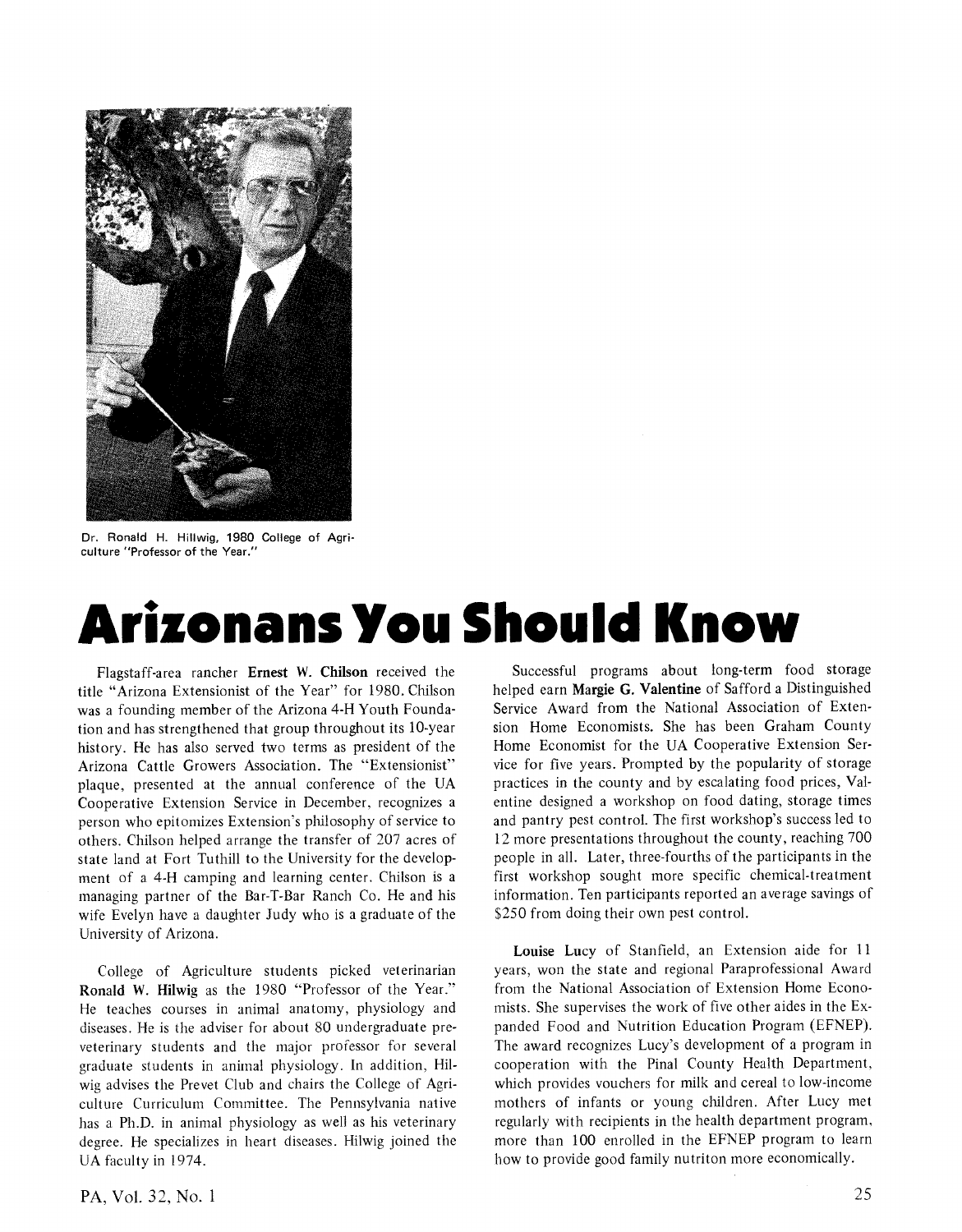Dr. Ronald H. Hillwig, 1980 College of Agriculture "Professor of the Year."

# Arizonans You Should Know

Flagstaff-area rancher **Ernest W. Chilson** received the title "Arizona Extensionist of the Year" for 1980. Chilson was a founding member of the Arizona 4-H Youth Foundation and has strengthened that group throughout its 10-year history. He has also served two terms as president of the Arizona Cattle Growers Association. The "Extensionist" plaque, presented at the annual conference of the UA Cooperative Extension Service in December, recognizes a person who epitomizes Extension's philosophy of service to others. Chilson helped arrange the transfer of 207 acres of state land at Fort Tuthill to the University for the development of a 4-H camping and learning center. Chilson is a managing partner of the Bar-T-Bar Ranch Co. He and his wife Evelyn have a daughter Judy who is a graduate of the University of Arizona.

College of Agriculture students picked veterinarian **Ronald W. Hilwig** as the 1980 "Professor of the Year." He teaches courses in animal anatomy, physiology and diseases. He is the adviser for about 80 undergraduate pre-veterinary students and the major professor for several graduate students in animal physiology. In addition, Hilwig advises the Prevet Club and chairs the College of Agriculture Curriculum Committee. The Pennsylvania native has a Ph.D. in animal physiology as well as his veterinary degree. He specializes in heart diseases. Hilwig joined the UA faculty in 1974.

Successful programs about long-term food storage helped earn **Margie G. Valentine** of Safford a Distinguished Service Award from the National Association of Extension Home Economists. She has been Graham County Home Economist for the UA Cooperative Extension Service for five years. Prompted by the popularity of storage practices in the county and by escalating food prices, Valentine designed a workshop on food dating, storage times and pantry pest control. The first workshop's success led to 12 more presentations throughout the county, reaching 700 people in all. Later, three-fourths of the participants in the first workshop sought more specific chemical-treatment information. Ten participants reported an average savings of $250 from doing their own pest control.

**Louise Lucy** of Stanfield, an Extension aide for 11 years, won the state and regional Paraprofessional Award from the National Association of Extension Home Economists. She supervises the work of five other aides in the Expanded Food and Nutrition Education Program (EFNEP). The award recognizes Lucy's development of a program in cooperation with the Pinal County Health Department, which provides vouchers for milk and cereal to low-income mothers of infants or young children. After Lucy met regularly with recipients in the health department program, more than 100 enrolled in the EFNEP program to learn how to provide good family nutriton more economically.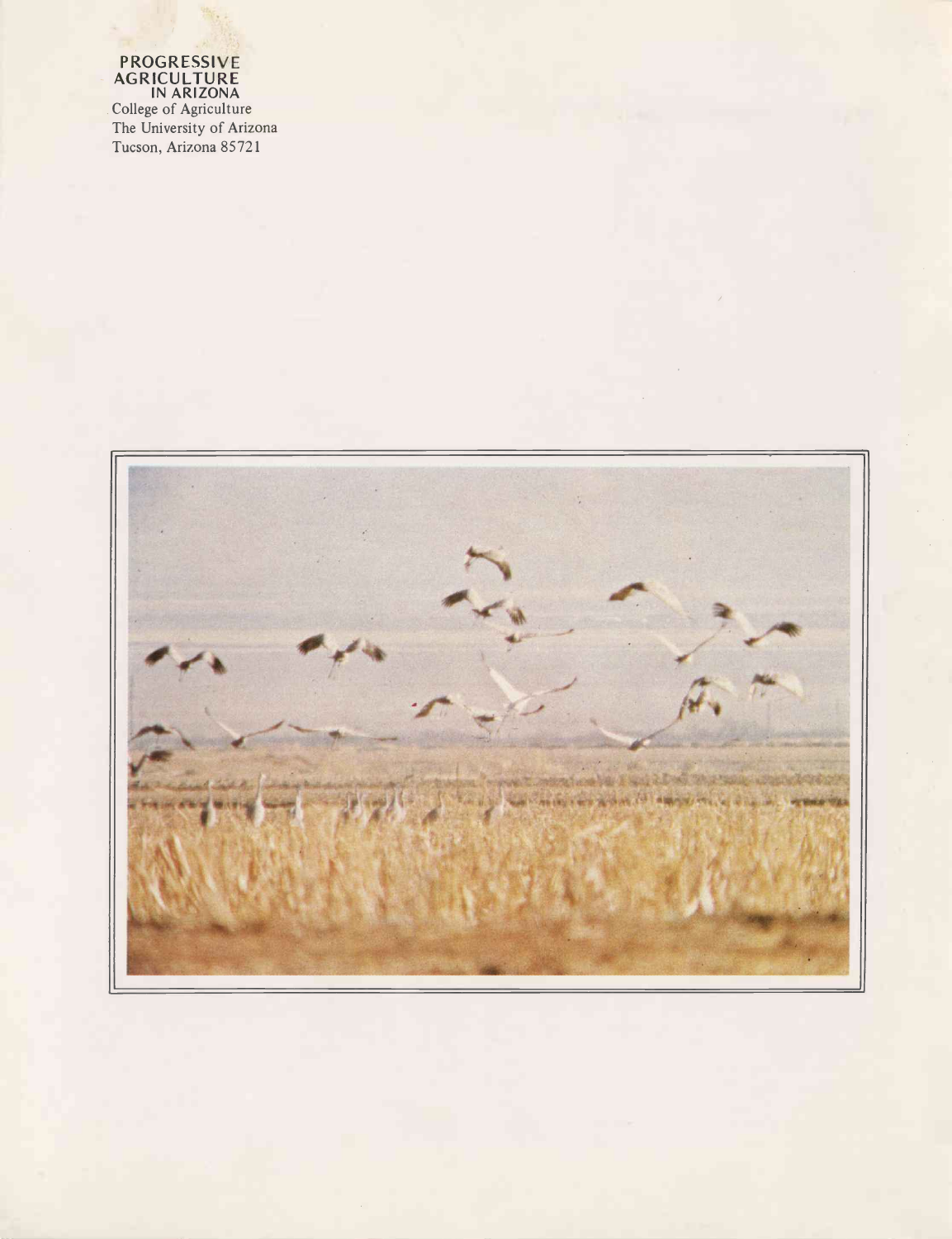PROGRESSIVE AGRICULTURE IN ARIZONA
College of Agriculture
The University of Arizona
Tucson, Arizona 85721